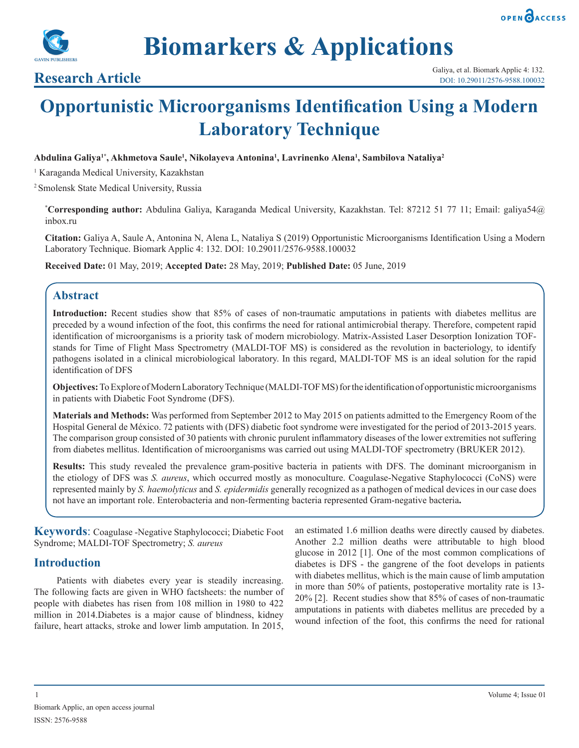# Opportunistic Microorganisms Identification Using a Modern Laboratory Technique

**Research Article**

**Abdulina Galiya[1*], Akhmetova Saule[1], Nikolayeva Antonina[1], Lavrinenko Alena[1], Sambilova Nataliya[2]**

[1] Karaganda Medical University, Kazakhstan

[2] Smolensk State Medical University, Russia

**[*]Corresponding author:** Abdulina Galiya, Karaganda Medical University, Kazakhstan. Tel: 87212 51 77 11; Email: galiya54@inbox.ru

**Citation:** Galiya A, Saule A, Antonina N, Alena L, Nataliya S (2019) Opportunistic Microorganisms Identification Using a Modern Laboratory Technique. Biomark Applic 4: 132. DOI: 10.29011/2576-9588.100032

**Received Date:** 01 May, 2019; **Accepted Date:** 28 May, 2019; **Published Date:** 05 June, 2019

## Abstract

**Introduction:** Recent studies show that 85% of cases of non-traumatic amputations in patients with diabetes mellitus are preceded by a wound infection of the foot, this confirms the need for rational antimicrobial therapy. Therefore, competent rapid identification of microorganisms is a priority task of modern microbiology. Matrix-Assisted Laser Desorption Ionization TOF-stands for Time of Flight Mass Spectrometry (MALDI-TOF MS) is considered as the revolution in bacteriology, to identify pathogens isolated in a clinical microbiological laboratory. In this regard, MALDI-TOF MS is an ideal solution for the rapid identification of DFS

**Objectives:** To Explore of Modern Laboratory Technique (MALDI-TOF MS) for the identification of opportunistic microorganisms in patients with Diabetic Foot Syndrome (DFS).

**Materials and Methods:** Was performed from September 2012 to May 2015 on patients admitted to the Emergency Room of the Hospital General de México. 72 patients with (DFS) diabetic foot syndrome were investigated for the period of 2013-2015 years. The comparison group consisted of 30 patients with chronic purulent inflammatory diseases of the lower extremities not suffering from diabetes mellitus. Identification of microorganisms was carried out using MALDI-TOF spectrometry (BRUKER 2012).

**Results:** This study revealed the prevalence gram-positive bacteria in patients with DFS. The dominant microorganism in the etiology of DFS was *S. aureus*, which occurred mostly as monoculture. Coagulase-Negative Staphylococci (CoNS) were represented mainly by *S. haemolyticus* and *S. epidermidis* generally recognized as a pathogen of medical devices in our case does not have an important role. Enterobacteria and non-fermenting bacteria represented Gram-negative bacteria**.**

**Keywords**: Coagulase -Negative Staphylococci; Diabetic Foot Syndrome; MALDI-TOF Spectrometry; *S. aureus*

## Introduction

Patients with diabetes every year is steadily increasing. The following facts are given in WHO factsheets: the number of people with diabetes has risen from 108 million in 1980 to 422 million in 2014.Diabetes is a major cause of blindness, kidney failure, heart attacks, stroke and lower limb amputation. In 2015, an estimated 1.6 million deaths were directly caused by diabetes. Another 2.2 million deaths were attributable to high blood glucose in 2012 [1]. One of the most common complications of diabetes is DFS - the gangrene of the foot develops in patients with diabetes mellitus, which is the main cause of limb amputation in more than 50% of patients, postoperative mortality rate is 13-20% [2]. Recent studies show that 85% of cases of non-traumatic amputations in patients with diabetes mellitus are preceded by a wound infection of the foot, this confirms the need for rational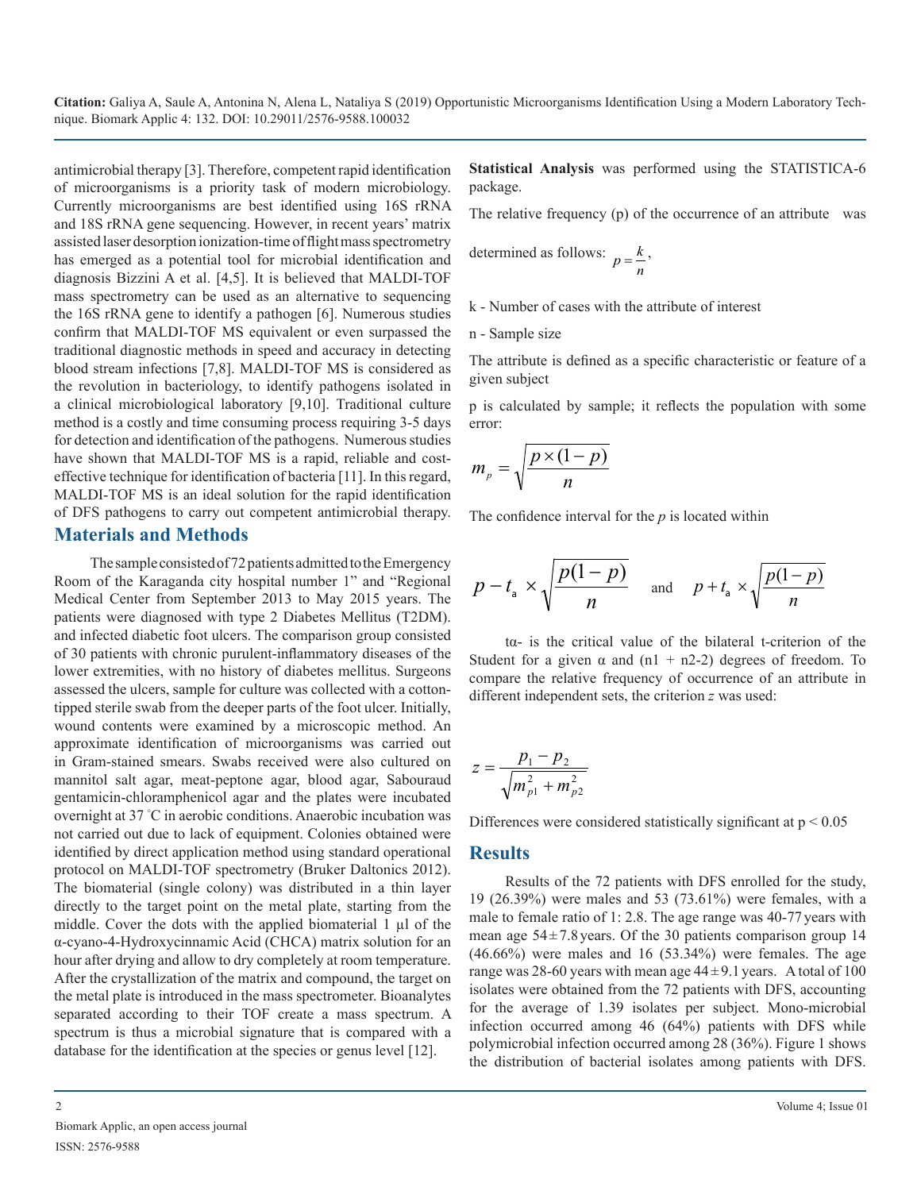antimicrobial therapy [3]. Therefore, competent rapid identification of microorganisms is a priority task of modern microbiology. Currently microorganisms are best identified using 16S rRNA and 18S rRNA gene sequencing. However, in recent years' matrix assisted laser desorption ionization-time of flight mass spectrometry has emerged as a potential tool for microbial identification and diagnosis Bizzini A et al. [4,5]. It is believed that MALDI-TOF mass spectrometry can be used as an alternative to sequencing the 16S rRNA gene to identify a pathogen [6]. Numerous studies confirm that MALDI-TOF MS equivalent or even surpassed the traditional diagnostic methods in speed and accuracy in detecting blood stream infections [7,8]. MALDI-TOF MS is considered as the revolution in bacteriology, to identify pathogens isolated in a clinical microbiological laboratory [9,10]. Traditional culture method is a costly and time consuming process requiring 3-5 days for detection and identification of the pathogens. Numerous studies have shown that MALDI-TOF MS is a rapid, reliable and cost-effective technique for identification of bacteria [11]. In this regard, MALDI-TOF MS is an ideal solution for the rapid identification of DFS pathogens to carry out competent antimicrobial therapy.

## Materials and Methods

The sample consisted of 72 patients admitted to the Emergency Room of the Karaganda city hospital number 1" and "Regional Medical Center from September 2013 to May 2015 years. The patients were diagnosed with type 2 Diabetes Mellitus (T2DM). and infected diabetic foot ulcers. The comparison group consisted of 30 patients with chronic purulent-inflammatory diseases of the lower extremities, with no history of diabetes mellitus. Surgeons assessed the ulcers, sample for culture was collected with a cotton-tipped sterile swab from the deeper parts of the foot ulcer. Initially, wound contents were examined by a microscopic method. An approximate identification of microorganisms was carried out in Gram-stained smears. Swabs received were also cultured on mannitol salt agar, meat-peptone agar, blood agar, Sabouraud gentamicin-chloramphenicol agar and the plates were incubated overnight at 37 °C in aerobic conditions. Anaerobic incubation was not carried out due to lack of equipment. Colonies obtained were identified by direct application method using standard operational protocol on MALDI-TOF spectrometry (Bruker Daltonics 2012). The biomaterial (single colony) was distributed in a thin layer directly to the target point on the metal plate, starting from the middle. Cover the dots with the applied biomaterial 1 μl of the α-cyano-4-Hydroxycinnamic Acid (CHCA) matrix solution for an hour after drying and allow to dry completely at room temperature. After the crystallization of the matrix and compound, the target on the metal plate is introduced in the mass spectrometer. Bioanalytes separated according to their TOF create a mass spectrum. A spectrum is thus a microbial signature that is compared with a database for the identification at the species or genus level [12].

**Statistical Analysis** was performed using the STATISTICA-6 package.

The relative frequency (p) of the occurrence of an attribute was determined as follows: $p = \frac{k}{n}$,

k - Number of cases with the attribute of interest

n - Sample size

The attribute is defined as a specific characteristic or feature of a given subject

p is calculated by sample; it reflects the population with some error:

$$m_p = \sqrt{\frac{p \times (1-p)}{n}}$$

The confidence interval for the *p* is located within

$$p - t_a \times \sqrt{\frac{p(1-p)}{n}} \quad \text{and} \quad p + t_a \times \sqrt{\frac{p(1-p)}{n}}$$

tα- is the critical value of the bilateral t-criterion of the Student for a given α and (n1 + n2-2) degrees of freedom. To compare the relative frequency of occurrence of an attribute in different independent sets, the criterion *z* was used:

$$z = \frac{p_1 - p_2}{\sqrt{m_{p1}^2 + m_{p2}^2}}$$

Differences were considered statistically significant at $p < 0.05$

## Results

Results of the 72 patients with DFS enrolled for the study, 19 (26.39%) were males and 53 (73.61%) were females, with a male to female ratio of 1: 2.8. The age range was 40-77 years with mean age 54 ± 7.8 years. Of the 30 patients comparison group 14 (46.66%) were males and 16 (53.34%) were females. The age range was 28-60 years with mean age 44 ± 9.1 years. A total of 100 isolates were obtained from the 72 patients with DFS, accounting for the average of 1.39 isolates per subject. Mono-microbial infection occurred among 46 (64%) patients with DFS while polymicrobial infection occurred among 28 (36%). Figure 1 shows the distribution of bacterial isolates among patients with DFS.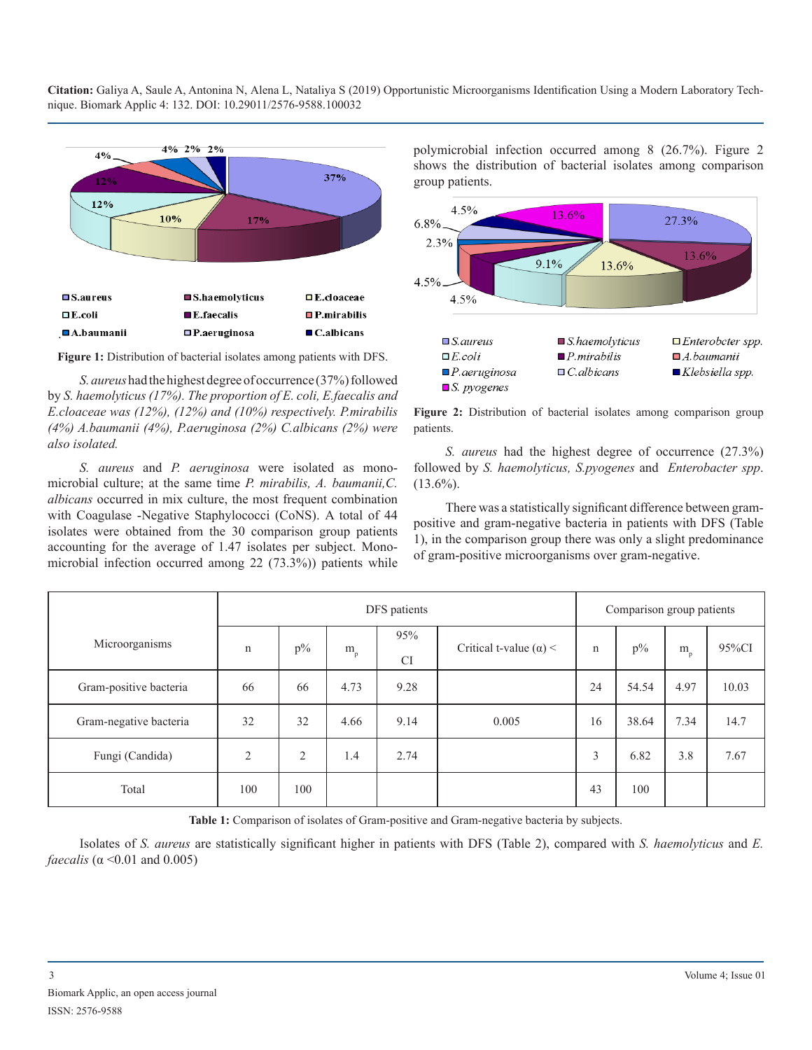Figure 1: Distribution of bacterial isolates among patients with DFS.

*S. aureus* had the highest degree of occurrence (37%) followed by *S. haemolyticus (17%). The proportion of E. coli, E.faecalis and E.cloaceae was (12%), (12%) and (10%) respectively. P.mirabilis (4%) A.baumanii (4%), P.aeruginosa (2%) C.albicans (2%) were also isolated.*

*S. aureus* and *P. aeruginosa* were isolated as mono-microbial culture; at the same time *P. mirabilis, A. baumanii,C. albicans* occurred in mix culture, the most frequent combination with Coagulase -Negative Staphylococci (CoNS). A total of 44 isolates were obtained from the 30 comparison group patients accounting for the average of 1.47 isolates per subject. Mono-microbial infection occurred among 22 (73.3%)) patients while polymicrobial infection occurred among 8 (26.7%). Figure 2 shows the distribution of bacterial isolates among comparison group patients.

**Figure 2:** Distribution of bacterial isolates among comparison group patients.

*S. aureus* had the highest degree of occurrence (27.3%) followed by *S. haemolyticus, S.pyogenes* and *Enterobacter spp*. (13.6%).

There was a statistically significant difference between gram-positive and gram-negative bacteria in patients with DFS (Table 1), in the comparison group there was only a slight predominance of gram-positive microorganisms over gram-negative.

| Microorganisms | DFS patients | | | | | Comparison group patients | | | |
|---|---|---|---|---|---|---|---|---|---|
| | n | p% | $m_p$ | 95% CI | Critical t-value (α) < | n | p% | $m_p$ | 95%CI |
| Gram-positive bacteria | 66 | 66 | 4.73 | 9.28 | | 24 | 54.54 | 4.97 | 10.03 |
| Gram-negative bacteria | 32 | 32 | 4.66 | 9.14 | 0.005 | 16 | 38.64 | 7.34 | 14.7 |
| Fungi (Candida) | 2 | 2 | 1.4 | 2.74 | | 3 | 6.82 | 3.8 | 7.67 |
| Total | 100 | 100 | | | | 43 | 100 | | |

**Table 1:** Comparison of isolates of Gram-positive and Gram-negative bacteria by subjects.

Isolates of *S. aureus* are statistically significant higher in patients with DFS (Table 2), compared with *S. haemolyticus* and *E. faecalis* (α <0.01 and 0.005)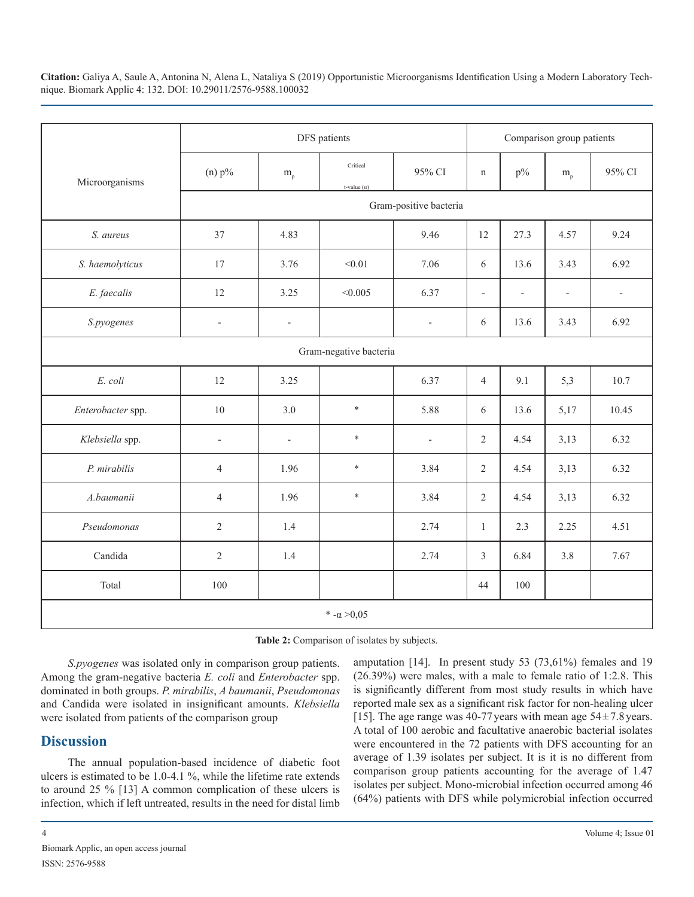| Microorganisms | DFS patients | | | | Comparison group patients | | | |
|---|---|---|---|---|---|---|---|---|
| | (n) p% | $m_p$ | Critical t-value (α) | 95% CI | n | p% | $m_p$ | 95% CI |
| | Gram-positive bacteria | | | | | | | |
| *S. aureus* | 37 | 4.83 | | 9.46 | 12 | 27.3 | 4.57 | 9.24 |
| *S. haemolyticus* | 17 | 3.76 | <0.01 | 7.06 | 6 | 13.6 | 3.43 | 6.92 |
| *E. faecalis* | 12 | 3.25 | <0.005 | 6.37 | - | - | - | - |
| *S.pyogenes* | - | - | | - | 6 | 13.6 | 3.43 | 6.92 |
| Gram-negative bacteria | | | | | | | | |
| *E. coli* | 12 | 3.25 | | 6.37 | 4 | 9.1 | 5,3 | 10.7 |
| *Enterobacter* spp. | 10 | 3.0 | * | 5.88 | 6 | 13.6 | 5,17 | 10.45 |
| *Klebsiella* spp. | - | - | * | - | 2 | 4.54 | 3,13 | 6.32 |
| *P. mirabilis* | 4 | 1.96 | * | 3.84 | 2 | 4.54 | 3,13 | 6.32 |
| *A.baumanii* | 4 | 1.96 | * | 3.84 | 2 | 4.54 | 3,13 | 6.32 |
| *Pseudomonas* | 2 | 1.4 | | 2.74 | 1 | 2.3 | 2.25 | 4.51 |
| Candida | 2 | 1.4 | | 2.74 | 3 | 6.84 | 3.8 | 7.67 |
| Total | 100 | | | | 44 | 100 | | |
| * -α >0,05 | | | | | | | | |

**Table 2:** Comparison of isolates by subjects.

*S.pyogenes* was isolated only in comparison group patients. Among the gram-negative bacteria *E. coli* and *Enterobacter* spp. dominated in both groups. *P. mirabilis*, *A baumanii*, *Pseudomonas* and Candida were isolated in insignificant amounts. *Klebsiella* were isolated from patients of the comparison group

## Discussion

The annual population-based incidence of diabetic foot ulcers is estimated to be 1.0-4.1 %, while the lifetime rate extends to around 25 % [13] A common complication of these ulcers is infection, which if left untreated, results in the need for distal limb amputation [14]. In present study 53 (73,61%) females and 19 (26.39%) were males, with a male to female ratio of 1:2.8. This is significantly different from most study results in which have reported male sex as a significant risk factor for non-healing ulcer [15]. The age range was 40-77 years with mean age 54 ± 7.8 years. A total of 100 aerobic and facultative anaerobic bacterial isolates were encountered in the 72 patients with DFS accounting for an average of 1.39 isolates per subject. It is it is no different from comparison group patients accounting for the average of 1.47 isolates per subject. Mono-microbial infection occurred among 46 (64%) patients with DFS while polymicrobial infection occurred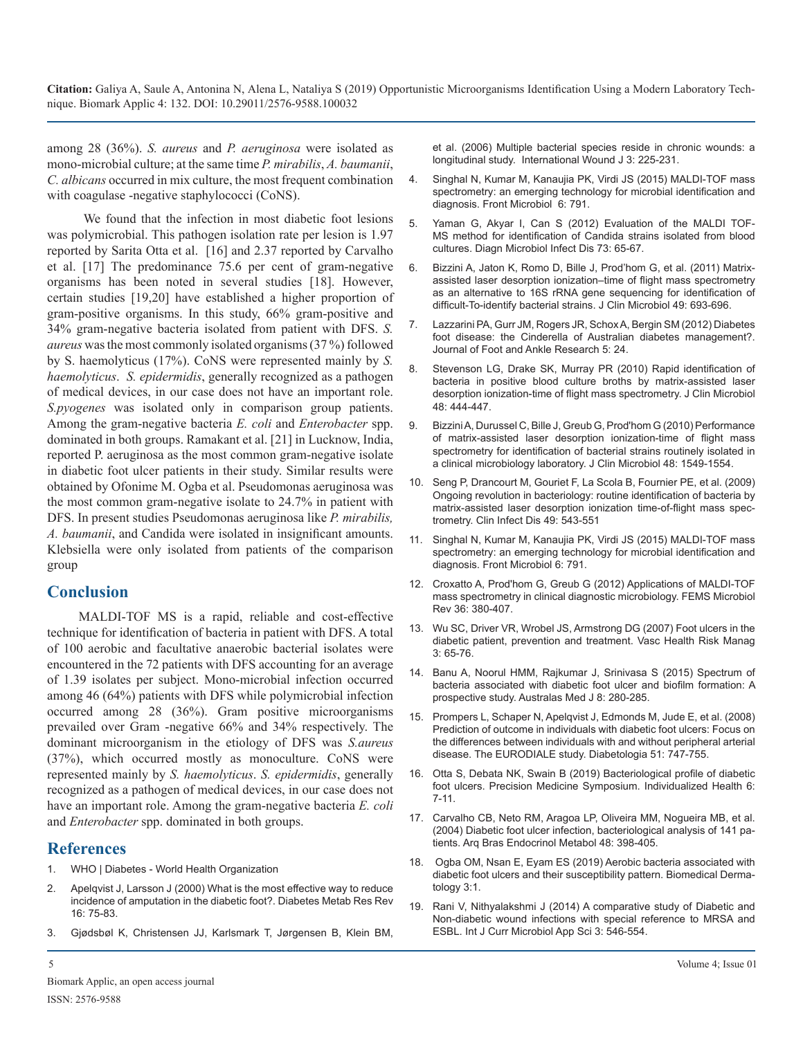among 28 (36%). *S. aureus* and *P. aeruginosa* were isolated as mono-microbial culture; at the same time *P. mirabilis*, *A. baumanii*, *C. albicans* occurred in mix culture, the most frequent combination with coagulase -negative staphylococci (CoNS).

We found that the infection in most diabetic foot lesions was polymicrobial. This pathogen isolation rate per lesion is 1.97 reported by Sarita Otta et al. [16] and 2.37 reported by Carvalho et al. [17] The predominance 75.6 per cent of gram-negative organisms has been noted in several studies [18]. However, certain studies [19,20] have established a higher proportion of gram-positive organisms. In this study, 66% gram-positive and 34% gram-negative bacteria isolated from patient with DFS. *S. aureus* was the most commonly isolated organisms (37 %) followed by S. haemolyticus (17%). CoNS were represented mainly by *S. haemolyticus*. *S. epidermidis*, generally recognized as a pathogen of medical devices, in our case does not have an important role. *S.pyogenes* was isolated only in comparison group patients. Among the gram-negative bacteria *E. coli* and *Enterobacter* spp. dominated in both groups. Ramakant et al. [21] in Lucknow, India, reported P. aeruginosa as the most common gram-negative isolate in diabetic foot ulcer patients in their study. Similar results were obtained by Ofonime M. Ogba et al. Pseudomonas aeruginosa was the most common gram-negative isolate to 24.7% in patient with DFS. In present studies Pseudomonas aeruginosa like *P. mirabilis, A. baumanii*, and Candida were isolated in insignificant amounts. Klebsiella were only isolated from patients of the comparison group

## Conclusion

MALDI-TOF MS is a rapid, reliable and cost-effective technique for identification of bacteria in patient with DFS. A total of 100 aerobic and facultative anaerobic bacterial isolates were encountered in the 72 patients with DFS accounting for an average of 1.39 isolates per subject. Mono-microbial infection occurred among 46 (64%) patients with DFS while polymicrobial infection occurred among 28 (36%). Gram positive microorganisms prevailed over Gram -negative 66% and 34% respectively. The dominant microorganism in the etiology of DFS was *S.aureus* (37%), which occurred mostly as monoculture. CoNS were represented mainly by *S. haemolyticus*. *S. epidermidis*, generally recognized as a pathogen of medical devices, in our case does not have an important role. Among the gram-negative bacteria *E. coli* and *Enterobacter* spp. dominated in both groups.

## References

1. WHO | Diabetes - World Health Organization
2. Apelqvist J, Larsson J (2000) What is the most effective way to reduce incidence of amputation in the diabetic foot?. Diabetes Metab Res Rev 16: 75-83.
3. Gjødsbøl K, Christensen JJ, Karlsmark T, Jørgensen B, Klein BM, et al. (2006) Multiple bacterial species reside in chronic wounds: a longitudinal study. International Wound J 3: 225-231.
4. Singhal N, Kumar M, Kanaujia PK, Virdi JS (2015) MALDI-TOF mass spectrometry: an emerging technology for microbial identification and diagnosis. Front Microbiol 6: 791.
5. Yaman G, Akyar I, Can S (2012) Evaluation of the MALDI TOF-MS method for identification of Candida strains isolated from blood cultures. Diagn Microbiol Infect Dis 73: 65-67.
6. Bizzini A, Jaton K, Romo D, Bille J, Prod'hom G, et al. (2011) Matrix-assisted laser desorption ionization–time of flight mass spectrometry as an alternative to 16S rRNA gene sequencing for identification of difficult-To-identify bacterial strains. J Clin Microbiol 49: 693-696.
7. Lazzarini PA, Gurr JM, Rogers JR, Schox A, Bergin SM (2012) Diabetes foot disease: the Cinderella of Australian diabetes management?. Journal of Foot and Ankle Research 5: 24.
8. Stevenson LG, Drake SK, Murray PR (2010) Rapid identification of bacteria in positive blood culture broths by matrix-assisted laser desorption ionization-time of flight mass spectrometry. J Clin Microbiol 48: 444-447.
9. Bizzini A, Durussel C, Bille J, Greub G, Prod'hom G (2010) Performance of matrix-assisted laser desorption ionization-time of flight mass spectrometry for identification of bacterial strains routinely isolated in a clinical microbiology laboratory. J Clin Microbiol 48: 1549-1554.
10. Seng P, Drancourt M, Gouriet F, La Scola B, Fournier PE, et al. (2009) Ongoing revolution in bacteriology: routine identification of bacteria by matrix-assisted laser desorption ionization time-of-flight mass spectrometry. Clin Infect Dis 49: 543-551
11. Singhal N, Kumar M, Kanaujia PK, Virdi JS (2015) MALDI-TOF mass spectrometry: an emerging technology for microbial identification and diagnosis. Front Microbiol 6: 791.
12. Croxatto A, Prod'hom G, Greub G (2012) Applications of MALDI-TOF mass spectrometry in clinical diagnostic microbiology. FEMS Microbiol Rev 36: 380-407.
13. Wu SC, Driver VR, Wrobel JS, Armstrong DG (2007) Foot ulcers in the diabetic patient, prevention and treatment. Vasc Health Risk Manag 3: 65-76.
14. Banu A, Noorul HMM, Rajkumar J, Srinivasa S (2015) Spectrum of bacteria associated with diabetic foot ulcer and biofilm formation: A prospective study. Australas Med J 8: 280-285.
15. Prompers L, Schaper N, Apelqvist J, Edmonds M, Jude E, et al. (2008) Prediction of outcome in individuals with diabetic foot ulcers: Focus on the differences between individuals with and without peripheral arterial disease. The EURODIALE study. Diabetologia 51: 747-755.
16. Otta S, Debata NK, Swain B (2019) Bacteriological profile of diabetic foot ulcers. Precision Medicine Symposium. Individualized Health 6: 7-11.
17. Carvalho CB, Neto RM, Aragoa LP, Oliveira MM, Nogueira MB, et al. (2004) Diabetic foot ulcer infection, bacteriological analysis of 141 patients. Arq Bras Endocrinol Metabol 48: 398-405.
18. Ogba OM, Nsan E, Eyam ES (2019) Aerobic bacteria associated with diabetic foot ulcers and their susceptibility pattern. Biomedical Dermatology 3:1.
19. Rani V, Nithyalakshmi J (2014) A comparative study of Diabetic and Non-diabetic wound infections with special reference to MRSA and ESBL. Int J Curr Microbiol App Sci 3: 546-554.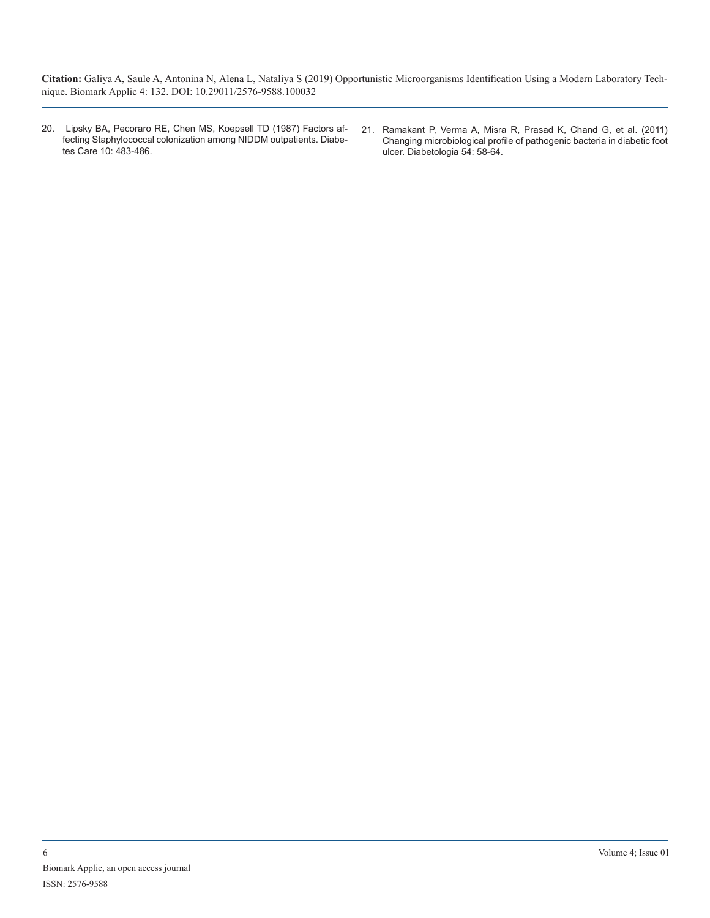20. Lipsky BA, Pecoraro RE, Chen MS, Koepsell TD (1987) Factors affecting Staphylococcal colonization among NIDDM outpatients. Diabetes Care 10: 483-486.

21. Ramakant P, Verma A, Misra R, Prasad K, Chand G, et al. (2011) Changing microbiological profile of pathogenic bacteria in diabetic foot ulcer. Diabetologia 54: 58-64.